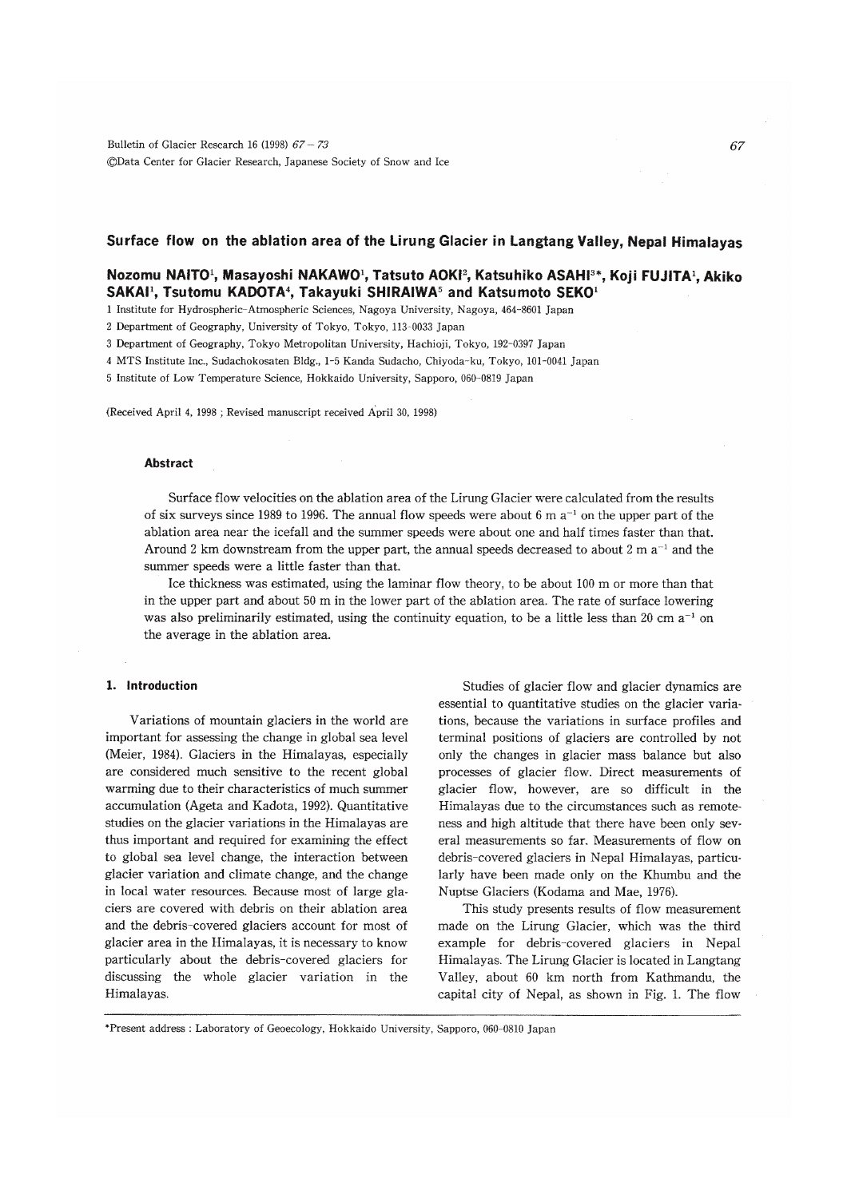# Surface flow on the ablation area of the Lirung Glacier in Langtang Valley, Nepal Himalayas

**Nozomu NAITO[1], Masayoshi NAKAWO[1], Tatsuto AOKI[2], Katsuhiko ASAHI[3]\*, Koji FUJITA[1], Akiko SAKAI[1], Tsutomu KADOTA[4], Takayuki SHIRAIWA[5] and Katsumoto SEKO[1]**

1 Institute for Hydrospheric-Atmospheric Sciences, Nagoya University, Nagoya, 464-8601 Japan

2 Department of Geography, University of Tokyo, Tokyo, 113-0033 Japan

3 Department of Geography, Tokyo Metropolitan University, Hachioji, Tokyo, 192-0397 Japan

4 MTS Institute Inc., Sudachokosaten Bldg., 1-5 Kanda Sudacho, Chiyoda-ku, Tokyo, 101-0041 Japan

5 Institute of Low Temperature Science, Hokkaido University, Sapporo, 060-0819 Japan

(Received April 4, 1998 ; Revised manuscript received April 30, 1998)

### Abstract

Surface flow velocities on the ablation area of the Lirung Glacier were calculated from the results of six surveys since 1989 to 1996. The annual flow speeds were about 6 m $a^{-1}$ on the upper part of the ablation area near the icefall and the summer speeds were about one and half times faster than that. Around 2 km downstream from the upper part, the annual speeds decreased to about 2 m $a^{-1}$ and the summer speeds were a little faster than that.

Ice thickness was estimated, using the laminar flow theory, to be about 100 m or more than that in the upper part and about 50 m in the lower part of the ablation area. The rate of surface lowering was also preliminarily estimated, using the continuity equation, to be a little less than 20 cm $a^{-1}$ on the average in the ablation area.

## 1. Introduction

Variations of mountain glaciers in the world are important for assessing the change in global sea level (Meier, 1984). Glaciers in the Himalayas, especially are considered much sensitive to the recent global warming due to their characteristics of much summer accumulation (Ageta and Kadota, 1992). Quantitative studies on the glacier variations in the Himalayas are thus important and required for examining the effect to global sea level change, the interaction between glacier variation and climate change, and the change in local water resources. Because most of large glaciers are covered with debris on their ablation area and the debris-covered glaciers account for most of glacier area in the Himalayas, it is necessary to know particularly about the debris-covered glaciers for discussing the whole glacier variation in the Himalayas.

Studies of glacier flow and glacier dynamics are essential to quantitative studies on the glacier variations, because the variations in surface profiles and terminal positions of glaciers are controlled by not only the changes in glacier mass balance but also processes of glacier flow. Direct measurements of glacier flow, however, are so difficult in the Himalayas due to the circumstances such as remoteness and high altitude that there have been only several measurements so far. Measurements of flow on debris-covered glaciers in Nepal Himalayas, particularly have been made only on the Khumbu and the Nuptse Glaciers (Kodama and Mae, 1976).

This study presents results of flow measurement made on the Lirung Glacier, which was the third example for debris-covered glaciers in Nepal Himalayas. The Lirung Glacier is located in Langtang Valley, about 60 km north from Kathmandu, the capital city of Nepal, as shown in Fig. 1. The flow

\*Present address : Laboratory of Geoecology, Hokkaido University, Sapporo, 060-0810 Japan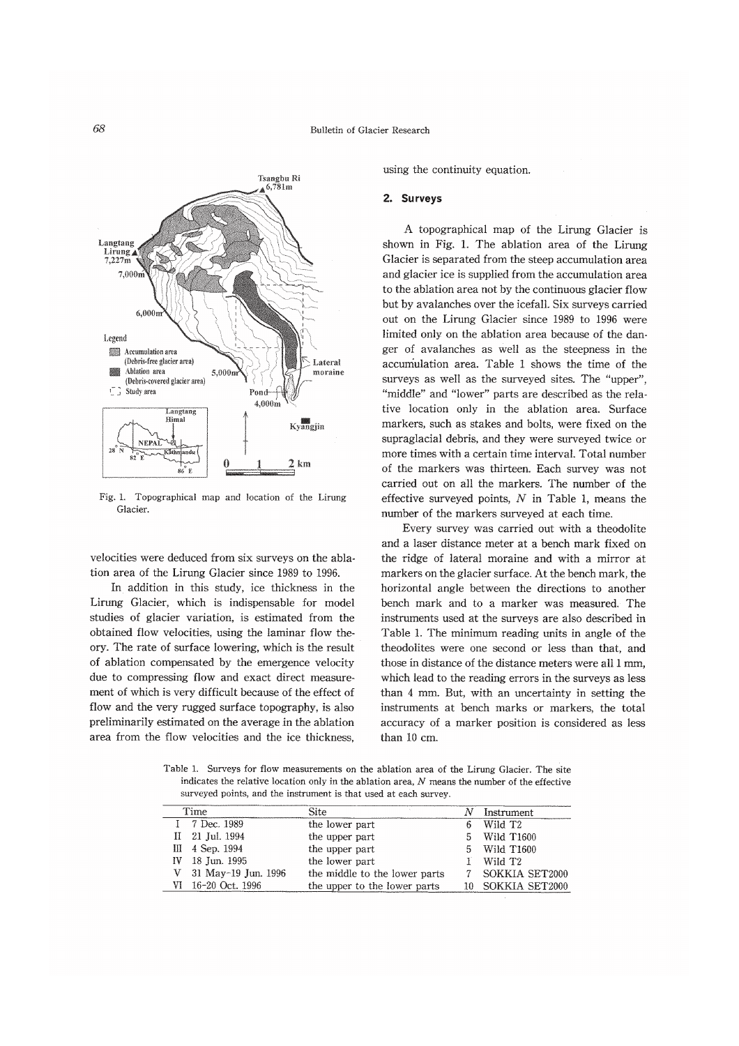velocities were deduced from six surveys on the ablation area of the Lirung Glacier since 1989 to 1996.

In addition in this study, ice thickness in the Lirung Glacier, which is indispensable for model studies of glacier variation, is estimated from the obtained flow velocities, using the laminar flow theory. The rate of surface lowering, which is the result of ablation compensated by the emergence velocity due to compressing flow and exact direct measurement of which is very difficult because of the effect of flow and the very rugged surface topography, is also preliminarily estimated on the average in the ablation area from the flow velocities and the ice thickness, using the continuity equation.

Fig. 1. Topographical map and location of the Lirung Glacier.

## 2. Surveys

A topographical map of the Lirung Glacier is shown in Fig. 1. The ablation area of the Lirung Glacier is separated from the steep accumulation area and glacier ice is supplied from the accumulation area to the ablation area not by the continuous glacier flow but by avalanches over the icefall. Six surveys carried out on the Lirung Glacier since 1989 to 1996 were limited only on the ablation area because of the danger of avalanches as well as the steepness in the accumulation area. Table 1 shows the time of the surveys as well as the surveyed sites. The "upper", "middle" and "lower" parts are described as the relative location only in the ablation area. Surface markers, such as stakes and bolts, were fixed on the supraglacial debris, and they were surveyed twice or more times with a certain time interval. Total number of the markers was thirteen. Each survey was not carried out on all the markers. The number of the effective surveyed points, $N$ in Table 1, means the number of the markers surveyed at each time.

Every survey was carried out with a theodolite and a laser distance meter at a bench mark fixed on the ridge of lateral moraine and with a mirror at markers on the glacier surface. At the bench mark, the horizontal angle between the directions to another bench mark and to a marker was measured. The instruments used at the surveys are also described in Table 1. The minimum reading units in angle of the theodolites were one second or less than that, and those in distance of the distance meters were all 1 mm, which lead to the reading errors in the surveys as less than 4 mm. But, with an uncertainty in setting the instruments at bench marks or markers, the total accuracy of a marker position is considered as less than 10 cm.

Table 1. Surveys for flow measurements on the ablation area of the Lirung Glacier. The site indicates the relative location only in the ablation area, $N$ means the number of the effective surveyed points, and the instrument is that used at each survey.

| | Time | Site | $N$ | Instrument |
|---|---|---|---|---|
| I | 7 Dec. 1989 | the lower part | 6 | Wild T2 |
| II | 21 Jul. 1994 | the upper part | 5 | Wild T1600 |
| III | 4 Sep. 1994 | the upper part | 5 | Wild T1600 |
| IV | 18 Jun. 1995 | the lower part | 1 | Wild T2 |
| V | 31 May-19 Jun. 1996 | the middle to the lower parts | 7 | SOKKIA SET2000 |
| VI | 16-20 Oct. 1996 | the upper to the lower parts | 10 | SOKKIA SET2000 |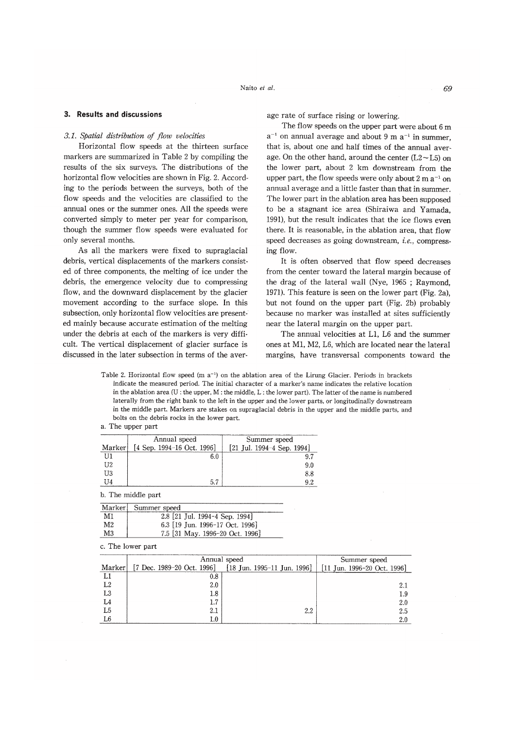## 3. Results and discussions

### 3.1. *Spatial distribution of flow velocities*

Horizontal flow speeds at the thirteen surface markers are summarized in Table 2 by compiling the results of the six surveys. The distributions of the horizontal flow velocities are shown in Fig. 2. According to the periods between the surveys, both of the flow speeds and the velocities are classified to the annual ones or the summer ones. All the speeds were converted simply to meter per year for comparison, though the summer flow speeds were evaluated for only several months.

As all the markers were fixed to supraglacial debris, vertical displacements of the markers consisted of three components, the melting of ice under the debris, the emergence velocity due to compressing flow, and the downward displacement by the glacier movement according to the surface slope. In this subsection, only horizontal flow velocities are presented mainly because accurate estimation of the melting under the debris at each of the markers is very difficult. The vertical displacement of glacier surface is discussed in the later subsection in terms of the average rate of surface rising or lowering.

The flow speeds on the upper part were about 6 m $a^{-1}$ on annual average and about 9 m $a^{-1}$ in summer, that is, about one and half times of the annual average. On the other hand, around the center (L2～L5) on the lower part, about 2 km downstream from the upper part, the flow speeds were only about 2 m $a^{-1}$ on annual average and a little faster than that in summer. The lower part in the ablation area has been supposed to be a stagnant ice area (Shiraiwa and Yamada, 1991), but the result indicates that the ice flows even there. It is reasonable, in the ablation area, that flow speed decreases as going downstream, *i.e.*, compressing flow.

It is often observed that flow speed decreases from the center toward the lateral margin because of the drag of the lateral wall (Nye, 1965 ; Raymond, 1971). This feature is seen on the lower part (Fig. 2a), but not found on the upper part (Fig. 2b) probably because no marker was installed at sites sufficiently near the lateral margin on the upper part.

The annual velocities at L1, L6 and the summer ones at M1, M2, L6, which are located near the lateral margins, have transversal components toward the

Table 2. Horizontal flow speed (m $a^{-1}$) on the ablation area of the Lirung Glacier. Periods in brackets indicate the measured period. The initial character of a marker's name indicates the relative location in the ablation area (U : the upper, M : the middle, L : the lower part). The latter of the name is numbered laterally from the right bank to the left in the upper and the lower parts, or longitudinally downstream in the middle part. Markers are stakes on supraglacial debris in the upper and the middle parts, and bolts on the debris rocks in the lower part.

a. The upper part

| Marker | Annual speed [4 Sep. 1994-16 Oct. 1996] | Summer speed [21 Jul. 1994-4 Sep. 1994] |
|---|---|---|
| U1 | 6.0 | 9.7 |
| U2 | | 9.0 |
| U3 | | 8.8 |
| U4 | 5.7 | 9.2 |

b. The middle part

| Marker | Summer speed |
|---|---|
| M1 | 2.8 [21 Jul. 1994-4 Sep. 1994] |
| M2 | 6.3 [19 Jun. 1996-17 Oct. 1996] |
| M3 | 7.5 [31 May. 1996-20 Oct. 1996] |

c. The lower part

| Marker | Annual speed [7 Dec. 1989-20 Oct. 1996] | Annual speed [18 Jun. 1995-11 Jun. 1996] | Summer speed [11 Jun. 1996-20 Oct. 1996] |
|---|---|---|---|
| L1 | 0.8 | | |
| L2 | 2.0 | | 2.1 |
| L3 | 1.8 | | 1.9 |
| L4 | 1.7 | | 2.0 |
| L5 | 2.1 | 2.2 | 2.5 |
| L6 | 1.0 | | 2.0 |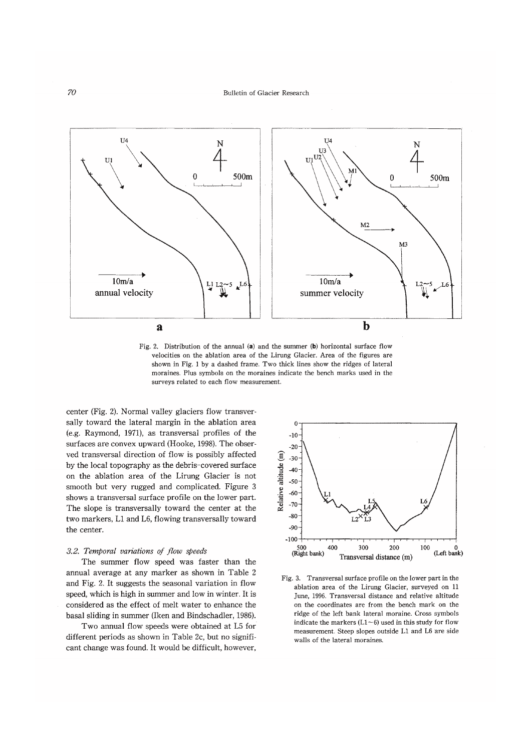Fig. 2. Distribution of the annual (**a**) and the summer (**b**) horizontal surface flow velocities on the ablation area of the Lirung Glacier. Area of the figures are shown in Fig. 1 by a dashed frame. Two thick lines show the ridges of lateral moraines. Plus symbols on the moraines indicate the bench marks used in the surveys related to each flow measurement.

center (Fig. 2). Normal valley glaciers flow transversally toward the lateral margin in the ablation area (e.g. Raymond, 1971), as transversal profiles of the surfaces are convex upward (Hooke, 1998). The observed transversal direction of flow is possibly affected by the local topography as the debris-covered surface on the ablation area of the Lirung Glacier is not smooth but very rugged and complicated. Figure 3 shows a transversal surface profile on the lower part. The slope is transversally toward the center at the two markers, L1 and L6, flowing transversally toward the center.

### *3.2. Temporal variations of flow speeds*

The summer flow speed was faster than the annual average at any marker as shown in Table 2 and Fig. 2. It suggests the seasonal variation in flow speed, which is high in summer and low in winter. It is considered as the effect of melt water to enhance the basal sliding in summer (Iken and Bindschadler, 1986).

Two annual flow speeds were obtained at L5 for different periods as shown in Table 2c, but no significant change was found. It would be difficult, however,

Fig. 3. Transversal surface profile on the lower part in the ablation area of the Lirung Glacier, surveyed on 11 June, 1996. Transversal distance and relative altitude on the coordinates are from the bench mark on the ridge of the left bank lateral moraine. Cross symbols indicate the markers (L1~6) used in this study for flow measurement. Steep slopes outside L1 and L6 are side walls of the lateral moraines.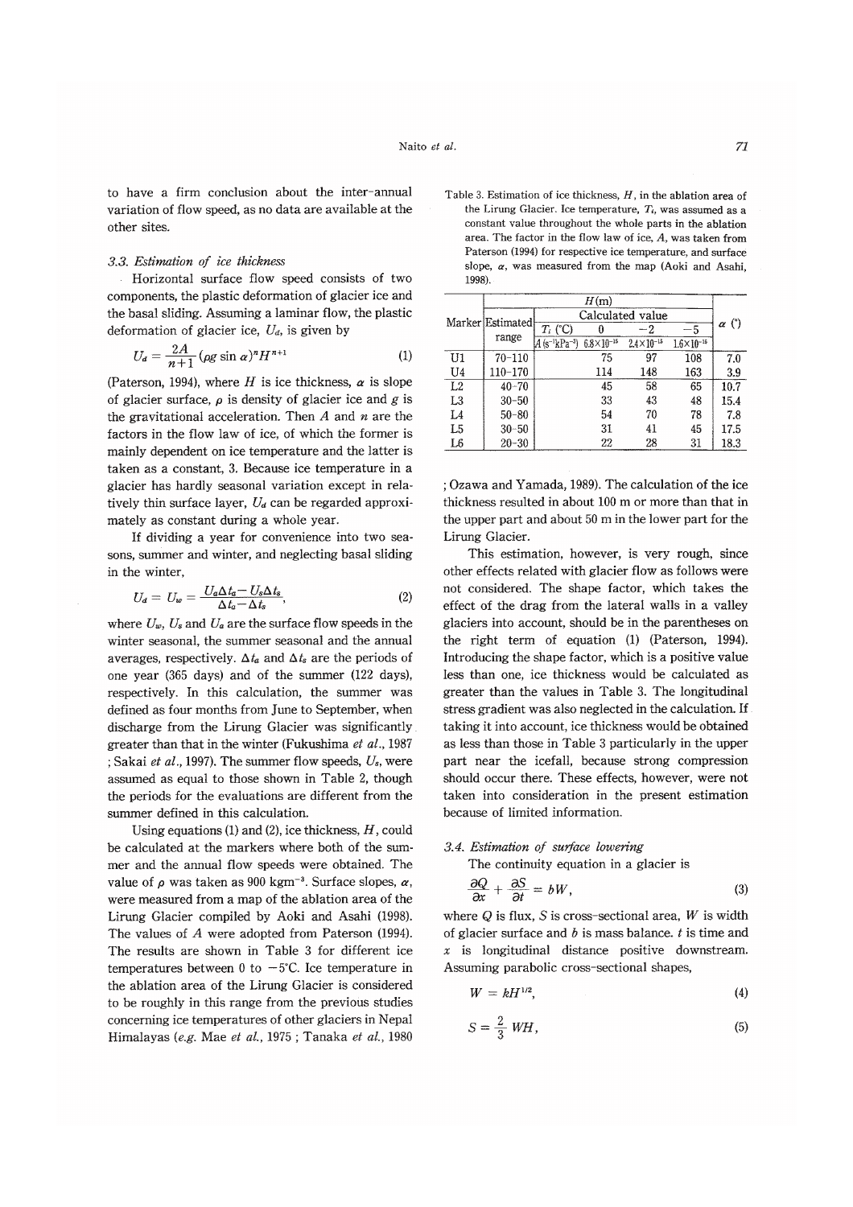to have a firm conclusion about the inter-annual variation of flow speed, as no data are available at the other sites.

### 3.3. Estimation of ice thickness

Horizontal surface flow speed consists of two components, the plastic deformation of glacier ice and the basal sliding. Assuming a laminar flow, the plastic deformation of glacier ice, $U_d$, is given by

$$U_d = \frac{2A}{n+1}(\rho g \sin \alpha)^n H^{n+1} \tag{1}$$

(Paterson, 1994), where $H$ is ice thickness, $\alpha$ is slope of glacier surface, $\rho$ is density of glacier ice and $g$ is the gravitational acceleration. Then $A$ and $n$ are the factors in the flow law of ice, of which the former is mainly dependent on ice temperature and the latter is taken as a constant, 3. Because ice temperature in a glacier has hardly seasonal variation except in relatively thin surface layer, $U_d$ can be regarded approximately as constant during a whole year.

If dividing a year for convenience into two seasons, summer and winter, and neglecting basal sliding in the winter,

$$U_d = U_w = \frac{U_a \Delta t_a - U_s \Delta t_s}{\Delta t_a - \Delta t_s}, \tag{2}$$

where $U_w$, $U_s$ and $U_a$ are the surface flow speeds in the winter seasonal, the summer seasonal and the annual averages, respectively. $\Delta t_a$ and $\Delta t_s$ are the periods of one year (365 days) and of the summer (122 days), respectively. In this calculation, the summer was defined as four months from June to September, when discharge from the Lirung Glacier was significantly greater than that in the winter (Fukushima *et al.*, 1987 ; Sakai *et al.*, 1997). The summer flow speeds, $U_s$, were assumed as equal to those shown in Table 2, though the periods for the evaluations are different from the summer defined in this calculation.

Using equations (1) and (2), ice thickness, $H$, could be calculated at the markers where both of the summer and the annual flow speeds were obtained. The value of $\rho$ was taken as 900 kgm$^{-3}$. Surface slopes, $\alpha$, were measured from a map of the ablation area of the Lirung Glacier compiled by Aoki and Asahi (1998). The values of $A$ were adopted from Paterson (1994). The results are shown in Table 3 for different ice temperatures between 0 to −5°C. Ice temperature in the ablation area of the Lirung Glacier is considered to be roughly in this range from the previous studies concerning ice temperatures of other glaciers in Nepal Himalayas (*e.g.* Mae *et al.*, 1975 ; Tanaka *et al.*, 1980 ; Ozawa and Yamada, 1989). The calculation of the ice thickness resulted in about 100 m or more than that in the upper part and about 50 m in the lower part for the Lirung Glacier.

Table 3. Estimation of ice thickness, $H$, in the ablation area of the Lirung Glacier. Ice temperature, $T_i$, was assumed as a constant value throughout the whole parts in the ablation area. The factor in the flow law of ice, $A$, was taken from Paterson (1994) for respective ice temperature, and surface slope, $\alpha$, was measured from the map (Aoki and Asahi, 1998).

| Marker | $H$ (m) | | | | $\alpha$ (°) |
|---|---|---|---|---|---|
| | Estimated range | Calculated value | | | |
| | | $T_i$ (°C): 0 | −2 | −5 | |
| | | $A$ (s$^{-1}$kPa$^{-3}$): $6.8\times10^{-15}$ | $2.4\times10^{-15}$ | $1.6\times10^{-15}$ | |
| U1 | 70–110 | 75 | 97 | 108 | 7.0 |
| U4 | 110–170 | 114 | 148 | 163 | 3.9 |
| L2 | 40–70 | 45 | 58 | 65 | 10.7 |
| L3 | 30–50 | 33 | 43 | 48 | 15.4 |
| L4 | 50–80 | 54 | 70 | 78 | 7.8 |
| L5 | 30–50 | 31 | 41 | 45 | 17.5 |
| L6 | 20–30 | 22 | 28 | 31 | 18.3 |

This estimation, however, is very rough, since other effects related with glacier flow as follows were not considered. The shape factor, which takes the effect of the drag from the lateral walls in a valley glaciers into account, should be in the parentheses on the right term of equation (1) (Paterson, 1994). Introducing the shape factor, which is a positive value less than one, ice thickness would be calculated as greater than the values in Table 3. The longitudinal stress gradient was also neglected in the calculation. If taking it into account, ice thickness would be obtained as less than those in Table 3 particularly in the upper part near the icefall, because strong compression should occur there. These effects, however, were not taken into consideration in the present estimation because of limited information.

### 3.4. Estimation of surface lowering

The continuity equation in a glacier is

$$\frac{\partial Q}{\partial x} + \frac{\partial S}{\partial t} = bW, \tag{3}$$

where $Q$ is flux, $S$ is cross-sectional area, $W$ is width of glacier surface and $b$ is mass balance. $t$ is time and $x$ is longitudinal distance positive downstream. Assuming parabolic cross-sectional shapes,

$$W = kH^{1/2}, \tag{4}$$

$$S = \frac{2}{3}WH, \tag{5}$$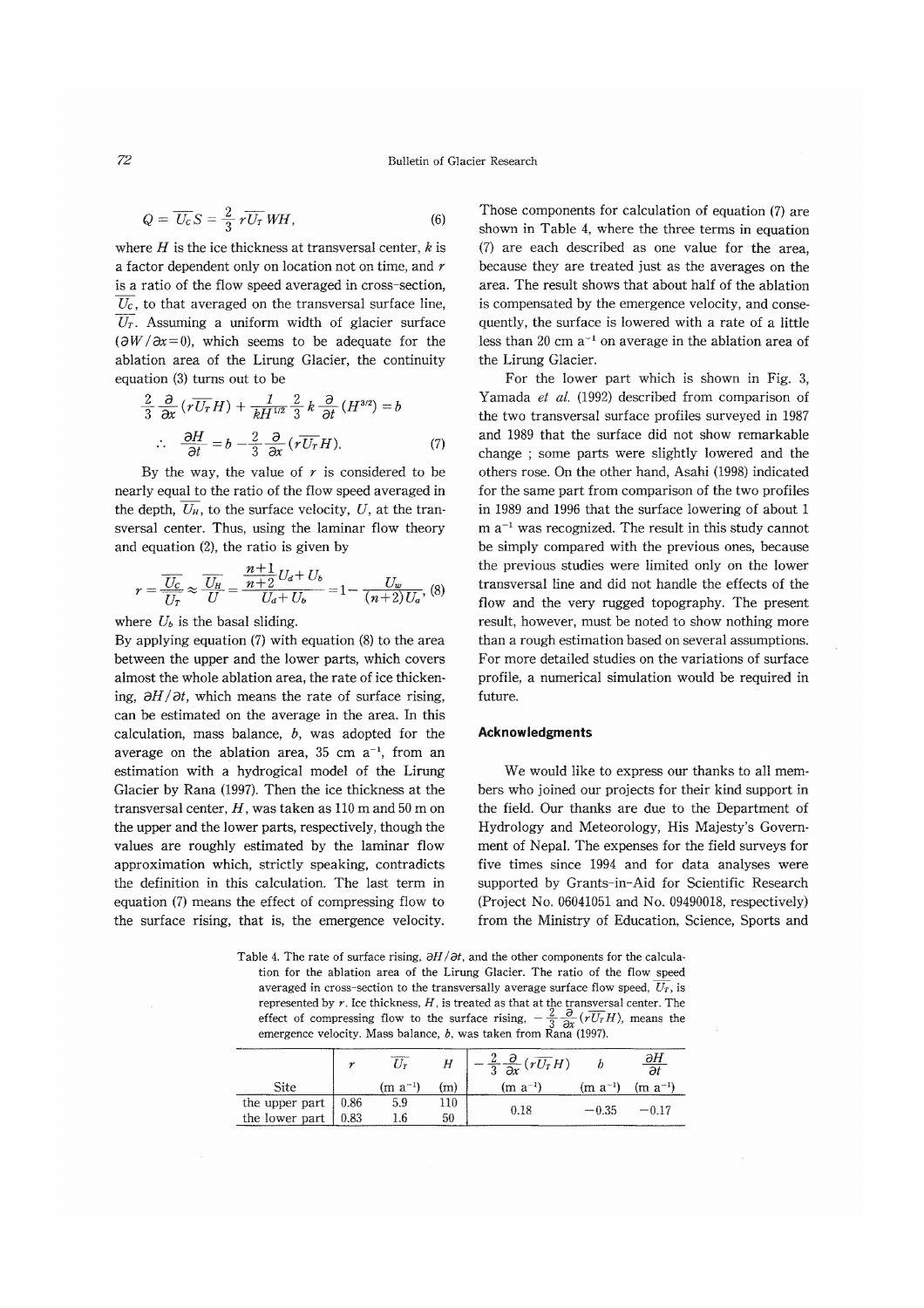$$Q = \overline{U_C} S = \frac{2}{3} r \overline{U_T} WH, \tag{6}$$

where $H$ is the ice thickness at transversal center, $k$ is a factor dependent only on location not on time, and $r$ is a ratio of the flow speed averaged in cross-section, $\overline{U_C}$, to that averaged on the transversal surface line, $\overline{U_T}$. Assuming a uniform width of glacier surface ($\partial W / \partial x = 0$), which seems to be adequate for the ablation area of the Lirung Glacier, the continuity equation (3) turns out to be

$$\frac{2}{3} \frac{\partial}{\partial x} (r \overline{U_T} H) + \frac{1}{kH^{1/2}} \frac{2}{3} k \frac{\partial}{\partial t} (H^{3/2}) = b$$

$$\therefore \quad \frac{\partial H}{\partial t} = b - \frac{2}{3} \frac{\partial}{\partial x} (r \overline{U_T} H). \tag{7}$$

By the way, the value of $r$ is considered to be nearly equal to the ratio of the flow speed averaged in the depth, $\overline{U_H}$, to the surface velocity, $U$, at the transversal center. Thus, using the laminar flow theory and equation (2), the ratio is given by

$$r = \frac{\overline{U_C}}{\overline{U_T}} \approx \frac{\overline{U_H}}{U} = \frac{\frac{n+1}{n+2} U_d + U_b}{U_d + U_b} = 1 - \frac{U_w}{(n+2) U_a}, \tag{8}$$

where $U_b$ is the basal sliding.

By applying equation (7) with equation (8) to the area between the upper and the lower parts, which covers almost the whole ablation area, the rate of ice thickening, $\partial H / \partial t$, which means the rate of surface rising, can be estimated on the average in the area. In this calculation, mass balance, $b$, was adopted for the average on the ablation area, 35 cm $a^{-1}$, from an estimation with a hydrogical model of the Lirung Glacier by Rana (1997). Then the ice thickness at the transversal center, $H$, was taken as 110 m and 50 m on the upper and the lower parts, respectively, though the values are roughly estimated by the laminar flow approximation which, strictly speaking, contradicts the definition in this calculation. The last term in equation (7) means the effect of compressing flow to the surface rising, that is, the emergence velocity. Those components for calculation of equation (7) are shown in Table 4, where the three terms in equation (7) are each described as one value for the area, because they are treated just as the averages on the area. The result shows that about half of the ablation is compensated by the emergence velocity, and consequently, the surface is lowered with a rate of a little less than 20 cm $a^{-1}$ on average in the ablation area of the Lirung Glacier.

For the lower part which is shown in Fig. 3, Yamada *et al.* (1992) described from comparison of the two transversal surface profiles surveyed in 1987 and 1989 that the surface did not show remarkable change ; some parts were slightly lowered and the others rose. On the other hand, Asahi (1998) indicated for the same part from comparison of the two profiles in 1989 and 1996 that the surface lowering of about 1 m $a^{-1}$ was recognized. The result in this study cannot be simply compared with the previous ones, because the previous studies were limited only on the lower transversal line and did not handle the effects of the flow and the very rugged topography. The present result, however, must be noted to show nothing more than a rough estimation based on several assumptions. For more detailed studies on the variations of surface profile, a numerical simulation would be required in future.

## Acknowledgments

We would like to express our thanks to all members who joined our projects for their kind support in the field. Our thanks are due to the Department of Hydrology and Meteorology, His Majesty's Government of Nepal. The expenses for the field surveys for five times since 1994 and for data analyses were supported by Grants-in-Aid for Scientific Research (Project No. 06041051 and No. 09490018, respectively) from the Ministry of Education, Science, Sports and

Table 4. The rate of surface rising, $\partial H / \partial t$, and the other components for the calculation for the ablation area of the Lirung Glacier. The ratio of the flow speed averaged in cross-section to the transversally average surface flow speed, $\overline{U_T}$, is represented by $r$. Ice thickness, $H$, is treated as that at the transversal center. The effect of compressing flow to the surface rising, $-\frac{2}{3} \frac{\partial}{\partial x} (r \overline{U_T} H)$, means the emergence velocity. Mass balance, $b$, was taken from Rana (1997).

| Site | $r$ | $\overline{U_T}$ (m $a^{-1}$) | $H$ (m) | $-\frac{2}{3} \frac{\partial}{\partial x} (r \overline{U_T} H)$ (m $a^{-1}$) | $b$ (m $a^{-1}$) | $\frac{\partial H}{\partial t}$ (m $a^{-1}$) |
|---|---|---|---|---|---|---|
| the upper part | 0.86 | 5.9 | 110 | 0.18 | −0.35 | −0.17 |
| the lower part | 0.83 | 1.6 | 50 | | | |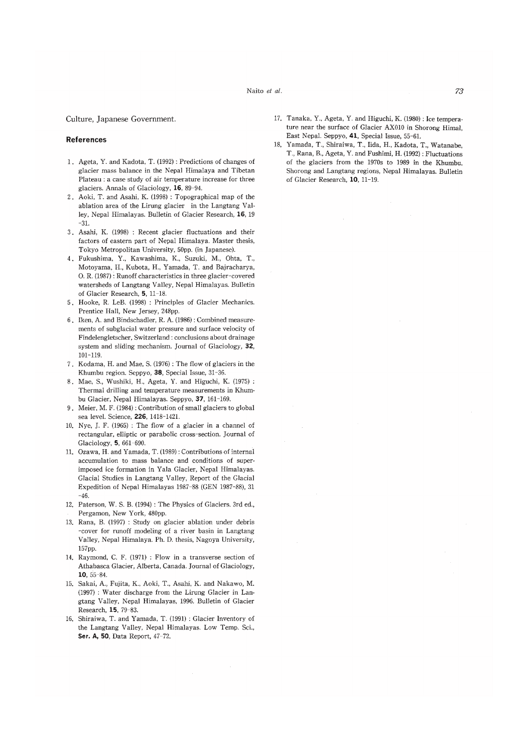Culture, Japanese Government.

## References

1. Ageta, Y. and Kadota, T. (1992) : Predictions of changes of glacier mass balance in the Nepal Himalaya and Tibetan Plateau : a case study of air temperature increase for three glaciers. Annals of Glaciology, **16**, 89-94.
2. Aoki, T. and Asahi, K. (1998) : Topographical map of the ablation area of the Lirung glacier in the Langtang Valley, Nepal Himalayas. Bulletin of Glacier Research, **16**, 19-31.
3. Asahi, K. (1998) : Recent glacier fluctuations and their factors of eastern part of Nepal Himalaya. Master thesis, Tokyo Metropolitan University, 50pp. (in Japanese).
4. Fukushima, Y., Kawashima, K., Suzuki, M., Ohta, T., Motoyama, H., Kubota, H., Yamada, T. and Bajracharya, O. R. (1987) : Runoff characteristics in three glacier-covered watersheds of Langtang Valley, Nepal Himalayas. Bulletin of Glacier Research, **5**, 11-18.
5. Hooke, R. LeB. (1998) : Principles of Glacier Mechanics. Prentice Hall, New Jersey, 248pp.
6. Iken, A. and Bindschadler, R. A. (1986) : Combined measurements of subglacial water pressure and surface velocity of Findelengletscher, Switzerland : conclusions about drainage system and sliding mechanism. Journal of Glaciology, **32**, 101-119.
7. Kodama, H. and Mae, S. (1976) : The flow of glaciers in the Khumbu region. Seppyo, **38**, Special Issue, 31-36.
8. Mae, S., Wushiki, H., Ageta, Y. and Higuchi, K. (1975) : Thermal drilling and temperature measurements in Khumbu Glacier, Nepal Himalayas. Seppyo, **37**, 161-169.
9. Meier, M. F. (1984) : Contribution of small glaciers to global sea level. Science, **226**, 1418-1421.
10. Nye, J. F. (1965) : The flow of a glacier in a channel of rectangular, elliptic or parabolic cross-section. Journal of Glaciology, **5**, 661-690.
11. Ozawa, H. and Yamada, T. (1989) : Contributions of internal accumulation to mass balance and conditions of superimposed ice formation in Yala Glacier, Nepal Himalayas. Glacial Studies in Langtang Valley, Report of the Glacial Expedition of Nepal Himalayas 1987-88 (GEN 1987-88), 31-46.
12. Paterson, W. S. B. (1994) : The Physics of Glaciers. 3rd ed., Pergamon, New York, 480pp.
13. Rana, B. (1997) : Study on glacier ablation under debris-cover for runoff modeling of a river basin in Langtang Valley, Nepal Himalaya. Ph. D. thesis, Nagoya University, 157pp.
14. Raymond, C. F. (1971) : Flow in a transverse section of Athabasca Glacier, Alberta, Canada. Journal of Glaciology, **10**, 55-84.
15. Sakai, A., Fujita, K., Aoki, T., Asahi, K. and Nakawo, M. (1997) : Water discharge from the Lirung Glacier in Langtang Valley, Nepal Himalayas, 1996. Bulletin of Glacier Research, **15**, 79-83.
16. Shiraiwa, T. and Yamada, T. (1991) : Glacier Inventory of the Langtang Valley, Nepal Himalayas. Low Temp. Sci., **Ser. A, 50**, Data Report, 47-72.
17. Tanaka, Y., Ageta, Y. and Higuchi, K. (1980) : Ice temperature near the surface of Glacier AX010 in Shorong Himal, East Nepal. Seppyo, **41**, Special Issue, 55-61.
18. Yamada, T., Shiraiwa, T., Iida, H., Kadota, T., Watanabe, T., Rana, B., Ageta, Y. and Fushimi, H. (1992) : Fluctuations of the glaciers from the 1970s to 1989 in the Khumbu, Shorong and Langtang regions, Nepal Himalayas. Bulletin of Glacier Research, **10**, 11-19.